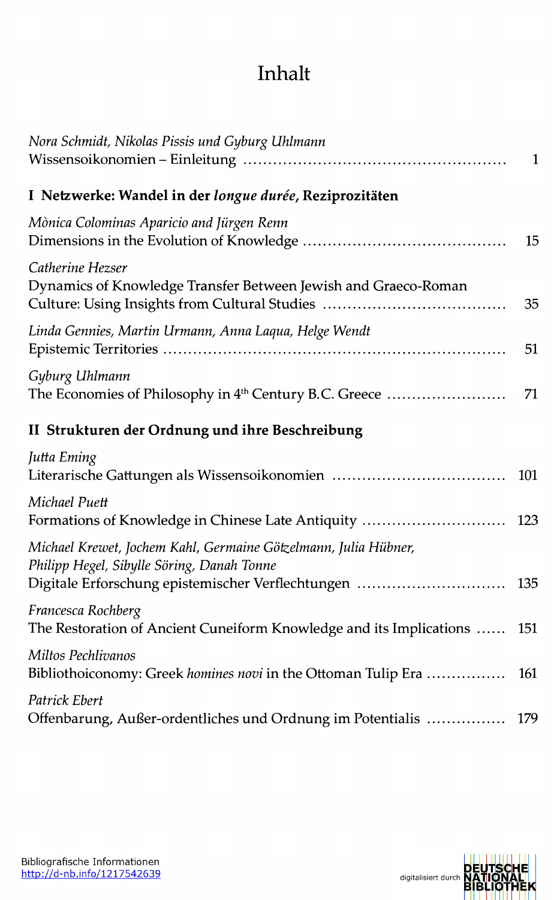# Inhalt

*Nora Schmidt, Nikolas Pissis und Gyburg Uhlmann*
Wissensoikonomien – Einleitung ........................................................ 1

## I Netzwerke: Wandel in der *longue durée*, Reziprozitäten

*Mònica Colominas Aparicio and Jürgen Renn*
Dimensions in the Evolution of Knowledge ........................................ 15

*Catherine Hezser*
Dynamics of Knowledge Transfer Between Jewish and Graeco-Roman Culture: Using Insights from Cultural Studies ........................................ 35

*Linda Gennies, Martin Urmann, Anna Laqua, Helge Wendt*
Epistemic Territories ........................................................ 51

*Gyburg Uhlmann*
The Economies of Philosophy in 4th Century B.C. Greece ........................ 71

## II Strukturen der Ordnung und ihre Beschreibung

*Jutta Eming*
Literarische Gattungen als Wissensoikonomien ........................................ 101

*Michael Puett*
Formations of Knowledge in Chinese Late Antiquity ........................................ 123

*Michael Krewet, Jochem Kahl, Germaine Götzelmann, Julia Hübner, Philipp Hegel, Sibylle Söring, Danah Tonne*
Digitale Erforschung epistemischer Verflechtungen ........................................ 135

*Francesca Rochberg*
The Restoration of Ancient Cuneiform Knowledge and its Implications ...... 151

*Miltos Pechlivanos*
Bibliothoiconomy: Greek *homines novi* in the Ottoman Tulip Era ................ 161

*Patrick Ebert*
Offenbarung, Außer-ordentliches und Ordnung im Potentialis ................ 179

Bibliografische Informationen
http://d-nb.info/1217542639

digitalisiert durch DEUTSCHE NATIONAL BIBLIOTHEK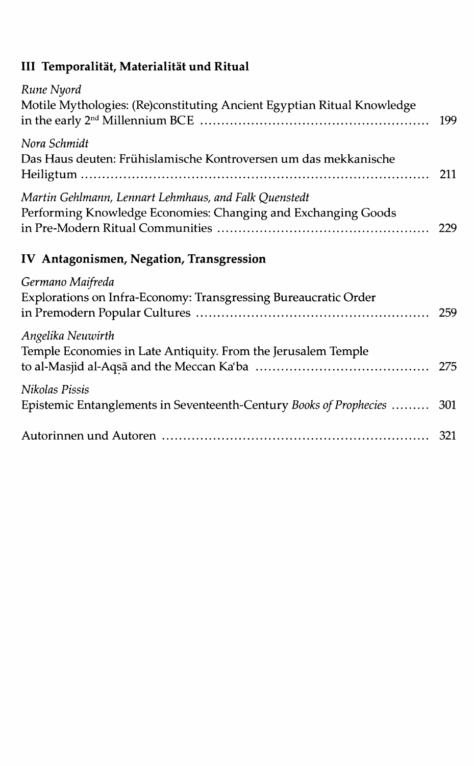## III Temporalität, Materialität und Ritual

*Rune Nyord*
Motile Mythologies: (Re)constituting Ancient Egyptian Ritual Knowledge in the early 2nd Millennium BCE ........ 199

*Nora Schmidt*
Das Haus deuten: Frühislamische Kontroversen um das mekkanische Heiligtum ........ 211

*Martin Gehlmann, Lennart Lehmhaus, and Falk Quenstedt*
Performing Knowledge Economies: Changing and Exchanging Goods in Pre-Modern Ritual Communities ........ 229

## IV Antagonismen, Negation, Transgression

*Germano Maifreda*
Explorations on Infra-Economy: Transgressing Bureaucratic Order in Premodern Popular Cultures ........ 259

*Angelika Neuwirth*
Temple Economies in Late Antiquity. From the Jerusalem Temple to al-Masjid al-Aqṣā and the Meccan Kaʿba ........ 275

*Nikolas Pissis*
Epistemic Entanglements in Seventeenth-Century *Books of Prophecies* ........ 301

Autorinnen und Autoren ........ 321